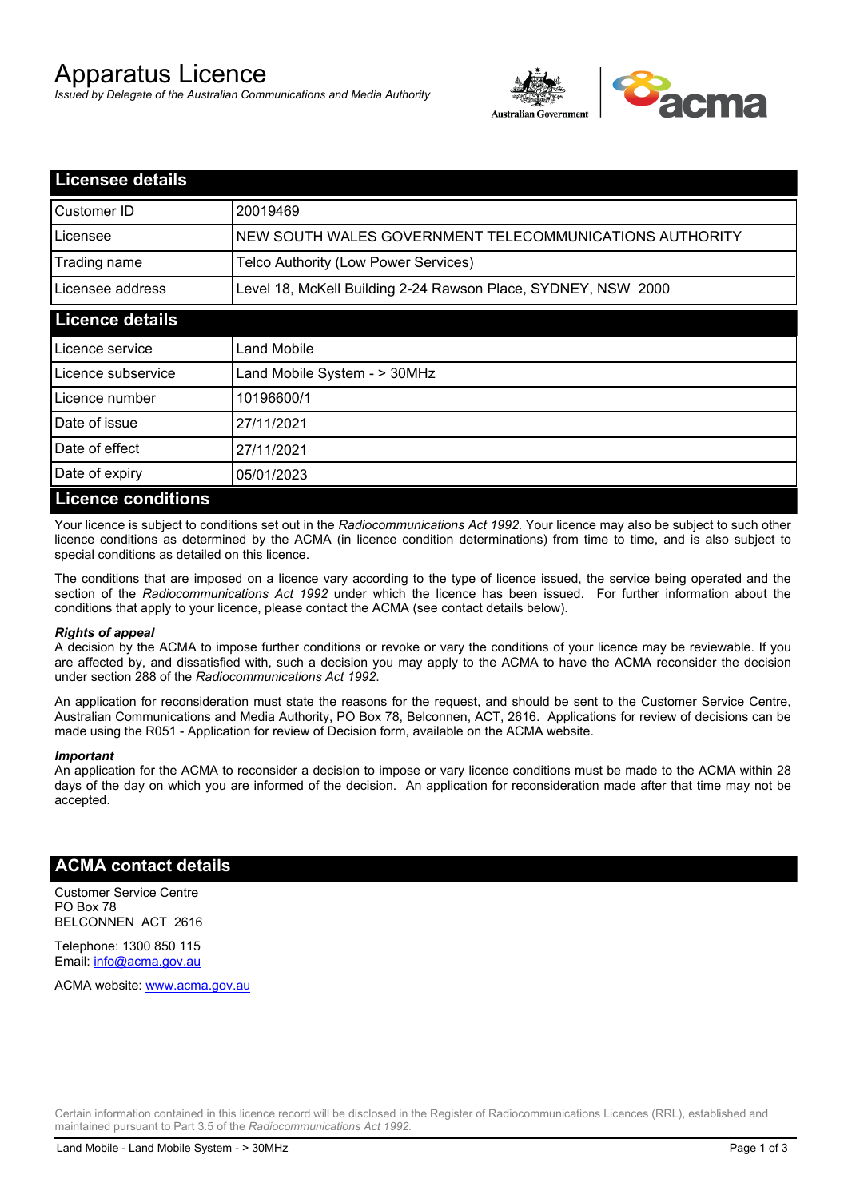# Apparatus Licence

*Issued by Delegate of the Australian Communications and Media Authority*

## Licensee details

| | |
|---|---|
| Customer ID | 20019469 |
| Licensee | NEW SOUTH WALES GOVERNMENT TELECOMMUNICATIONS AUTHORITY |
| Trading name | Telco Authority (Low Power Services) |
| Licensee address | Level 18, McKell Building 2-24 Rawson Place, SYDNEY, NSW 2000 |

## Licence details

| | |
|---|---|
| Licence service | Land Mobile |
| Licence subservice | Land Mobile System - > 30MHz |
| Licence number | 10196600/1 |
| Date of issue | 27/11/2021 |
| Date of effect | 27/11/2021 |
| Date of expiry | 05/01/2023 |

## Licence conditions

Your licence is subject to conditions set out in the *Radiocommunications Act 1992*. Your licence may also be subject to such other licence conditions as determined by the ACMA (in licence condition determinations) from time to time, and is also subject to special conditions as detailed on this licence.

The conditions that are imposed on a licence vary according to the type of licence issued, the service being operated and the section of the *Radiocommunications Act 1992* under which the licence has been issued. For further information about the conditions that apply to your licence, please contact the ACMA (see contact details below).

***Rights of appeal***

A decision by the ACMA to impose further conditions or revoke or vary the conditions of your licence may be reviewable. If you are affected by, and dissatisfied with, such a decision you may apply to the ACMA to have the ACMA reconsider the decision under section 288 of the *Radiocommunications Act 1992*.

An application for reconsideration must state the reasons for the request, and should be sent to the Customer Service Centre, Australian Communications and Media Authority, PO Box 78, Belconnen, ACT, 2616. Applications for review of decisions can be made using the R051 - Application for review of Decision form, available on the ACMA website.

***Important***

An application for the ACMA to reconsider a decision to impose or vary licence conditions must be made to the ACMA within 28 days of the day on which you are informed of the decision. An application for reconsideration made after that time may not be accepted.

## ACMA contact details

Customer Service Centre
PO Box 78
BELCONNEN ACT 2616

Telephone: 1300 850 115
Email: info@acma.gov.au

ACMA website: www.acma.gov.au

Certain information contained in this licence record will be disclosed in the Register of Radiocommunications Licences (RRL), established and maintained pursuant to Part 3.5 of the *Radiocommunications Act 1992.*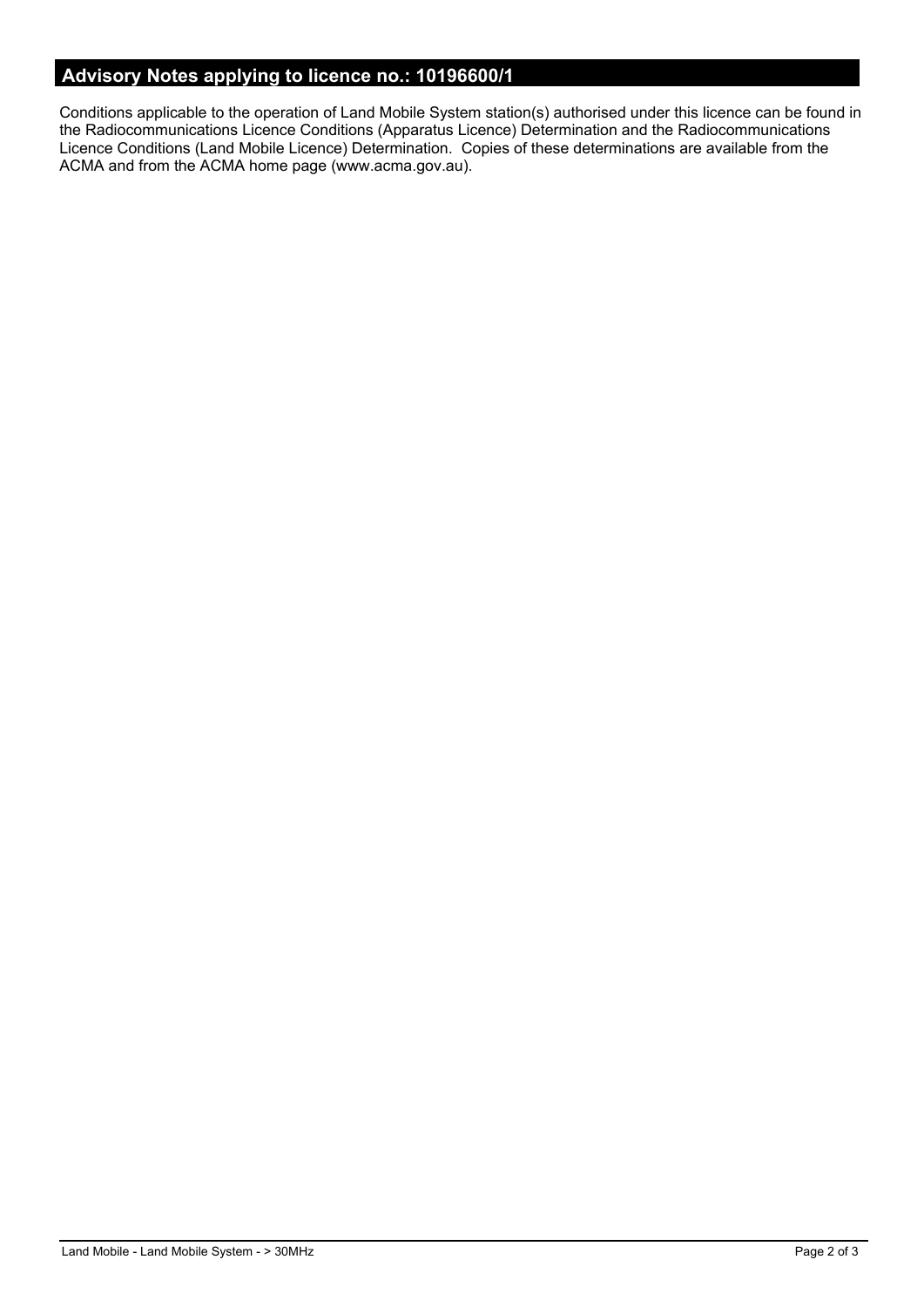## Advisory Notes applying to licence no.: 10196600/1

Conditions applicable to the operation of Land Mobile System station(s) authorised under this licence can be found in the Radiocommunications Licence Conditions (Apparatus Licence) Determination and the Radiocommunications Licence Conditions (Land Mobile Licence) Determination. Copies of these determinations are available from the ACMA and from the ACMA home page (www.acma.gov.au).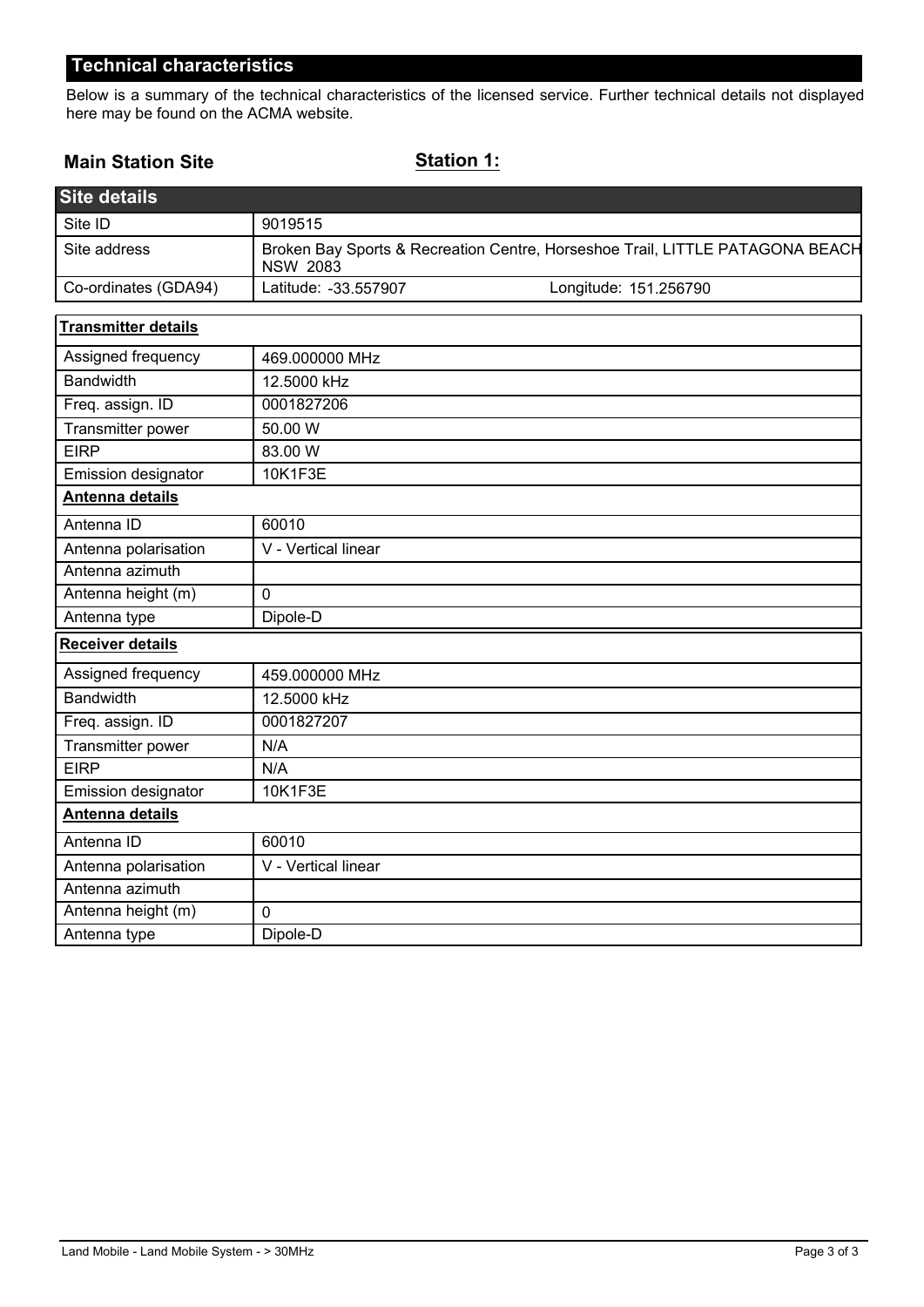## Technical characteristics

Below is a summary of the technical characteristics of the licensed service. Further technical details not displayed here may be found on the ACMA website.

**Main Station Site** **Station 1:**

| Site details | |
|---|---|
| Site ID | 9019515 |
| Site address | Broken Bay Sports & Recreation Centre, Horseshoe Trail, LITTLE PATAGONA BEACH NSW 2083 |
| Co-ordinates (GDA94) | Latitude: -33.557907 Longitude: 151.256790 |

| Transmitter details | |
|---|---|
| Assigned frequency | 469.000000 MHz |
| Bandwidth | 12.5000 kHz |
| Freq. assign. ID | 0001827206 |
| Transmitter power | 50.00 W |
| EIRP | 83.00 W |
| Emission designator | 10K1F3E |
| **Antenna details** | |
| Antenna ID | 60010 |
| Antenna polarisation | V - Vertical linear |
| Antenna azimuth | |
| Antenna height (m) | 0 |
| Antenna type | Dipole-D |

| Receiver details | |
|---|---|
| Assigned frequency | 459.000000 MHz |
| Bandwidth | 12.5000 kHz |
| Freq. assign. ID | 0001827207 |
| Transmitter power | N/A |
| EIRP | N/A |
| Emission designator | 10K1F3E |
| **Antenna details** | |
| Antenna ID | 60010 |
| Antenna polarisation | V - Vertical linear |
| Antenna azimuth | |
| Antenna height (m) | 0 |
| Antenna type | Dipole-D |

Land Mobile - Land Mobile System - > 30MHz